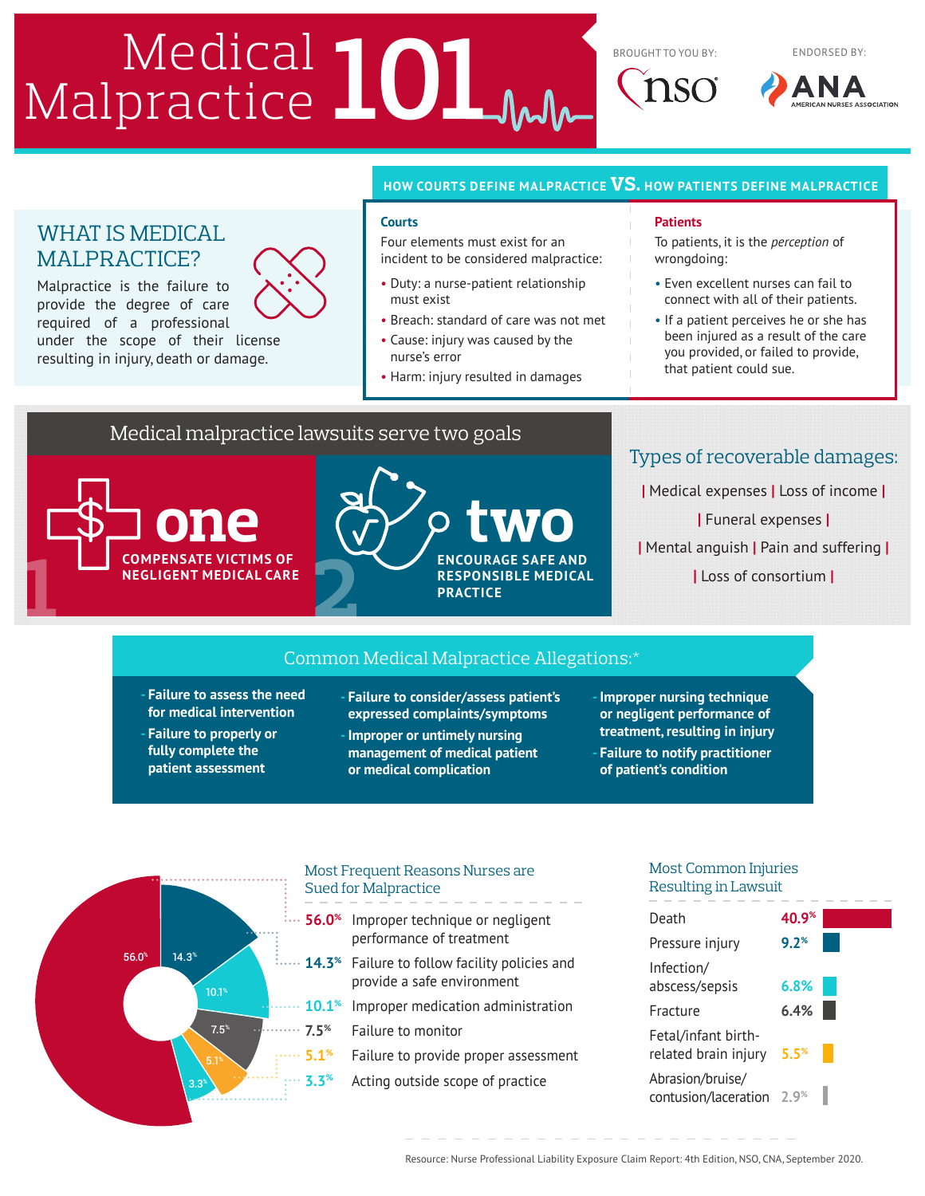# Medical Malpractice 101

BROUGHT TO YOU BY: NSO

ENDORSED BY: ANA American Nurses Association

## WHAT IS MEDICAL MALPRACTICE?

Malpractice is the failure to provide the degree of care required of a professional under the scope of their license resulting in injury, death or damage.

## HOW COURTS DEFINE MALPRACTICE VS. HOW PATIENTS DEFINE MALPRACTICE

### Courts

Four elements must exist for an incident to be considered malpractice:

- Duty: a nurse-patient relationship must exist
- Breach: standard of care was not met
- Cause: injury was caused by the nurse's error
- Harm: injury resulted in damages

### Patients

To patients, it is the *perception* of wrongdoing:

- Even excellent nurses can fail to connect with all of their patients.
- If a patient perceives he or she has been injured as a result of the care you provided, or failed to provide, that patient could sue.

## Medical malpractice lawsuits serve two goals

**1 – one:** COMPENSATE VICTIMS OF NEGLIGENT MEDICAL CARE

**2 – two:** ENCOURAGE SAFE AND RESPONSIBLE MEDICAL PRACTICE

## Types of recoverable damages:

| Medical expenses | Loss of income | Funeral expenses | Mental anguish | Pain and suffering | Loss of consortium |

## Common Medical Malpractice Allegations:*

- Failure to assess the need for medical intervention
- Failure to properly or fully complete the patient assessment
- Failure to consider/assess patient's expressed complaints/symptoms
- Improper or untimely nursing management of medical patient or medical complication
- Improper nursing technique or negligent performance of treatment, resulting in injury
- Failure to notify practitioner of patient's condition

## Most Frequent Reasons Nurses are Sued for Malpractice

| % | Reason |
|---|---|
| 56.0% | Improper technique or negligent performance of treatment |
| 14.3% | Failure to follow facility policies and provide a safe environment |
| 10.1% | Improper medication administration |
| 7.5% | Failure to monitor |
| 5.1% | Failure to provide proper assessment |
| 3.3% | Acting outside scope of practice |

## Most Common Injuries Resulting in Lawsuit

| Injury | % |
|---|---|
| Death | 40.9% |
| Pressure injury | 9.2% |
| Infection/abscess/sepsis | 6.8% |
| Fracture | 6.4% |
| Fetal/infant birth-related brain injury | 5.5% |
| Abrasion/bruise/contusion/laceration | 2.9% |

Resource: Nurse Professional Liability Exposure Claim Report: 4th Edition, NSO, CNA, September 2020.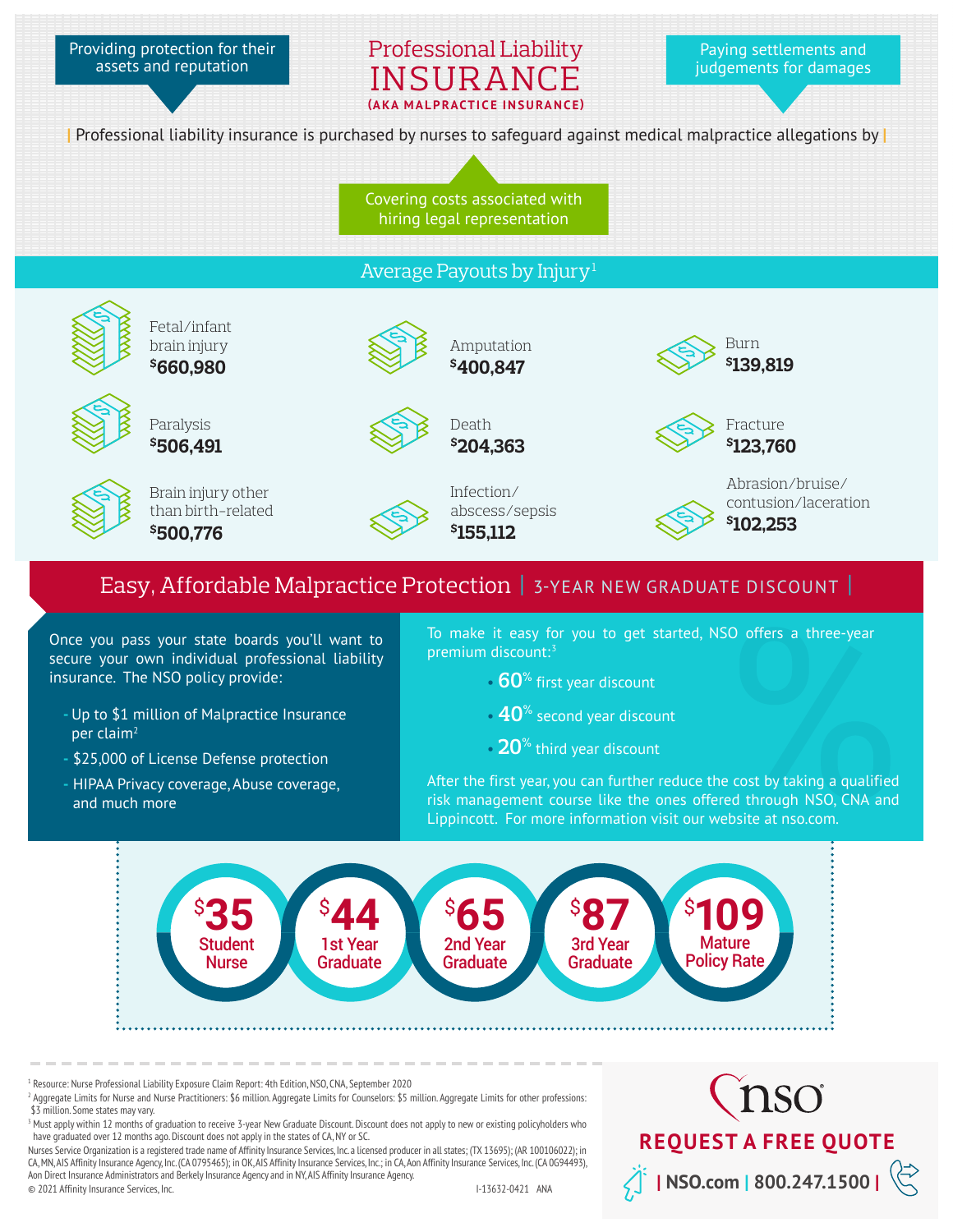# Professional Liability INSURANCE

**(AKA MALPRACTICE INSURANCE)**

Professional liability insurance is purchased by nurses to safeguard against medical malpractice allegations by

- Providing protection for their assets and reputation
- Paying settlements and judgements for damages
- Covering costs associated with hiring legal representation

## Average Payouts by Injury[1]

Fetal/infant brain injury
**$660,980**

Paralysis
**$506,491**

Brain injury other than birth-related
**$500,776**

Amputation
**$400,847**

Death
**$204,363**

Infection/ abscess/sepsis
**$155,112**

Burn
**$139,819**

Fracture
**$123,760**

Abrasion/bruise/ contusion/laceration
**$102,253**

## Easy, Affordable Malpractice Protection | 3-YEAR NEW GRADUATE DISCOUNT |

Once you pass your state boards you'll want to secure your own individual professional liability insurance. The NSO policy provide:

- Up to $1 million of Malpractice Insurance per claim[2]
- $25,000 of License Defense protection
- HIPAA Privacy coverage, Abuse coverage, and much more

To make it easy for you to get started, NSO offers a three-year premium discount:[3]

- **60%** first year discount
- **40%** second year discount
- **20%** third year discount

After the first year, you can further reduce the cost by taking a qualified risk management course like the ones offered through NSO, CNA and Lippincott. For more information visit our website at nso.com.

**$35** Student Nurse

**$44** 1st Year Graduate

**$65** 2nd Year Graduate

**$87** 3rd Year Graduate

**$109** Mature Policy Rate

[1] Resource: Nurse Professional Liability Exposure Claim Report: 4th Edition, NSO, CNA, September 2020

[2] Aggregate Limits for Nurse and Nurse Practitioners: $6 million. Aggregate Limits for Counselors: $5 million. Aggregate Limits for other professions: $3 million. Some states may vary.

[3] Must apply within 12 months of graduation to receive 3-year New Graduate Discount. Discount does not apply to new or existing policyholders who have graduated over 12 months ago. Discount does not apply in the states of CA, NY or SC.

Nurses Service Organization is a registered trade name of Affinity Insurance Services, Inc. a licensed producer in all states; (TX 13695); (AR 100106022); in CA, MN, AIS Affinity Insurance Agency, Inc. (CA 0795465); in OK, AIS Affinity Insurance Services, Inc.; in CA, Aon Affinity Insurance Services, Inc. (CA 0G94493), Aon Direct Insurance Administrators and Berkely Insurance Agency and in NY, AIS Affinity Insurance Agency.

© 2021 Affinity Insurance Services, Inc.

I-13632-0421 ANA

nso

**REQUEST A FREE QUOTE**

| NSO.com | 800.247.1500 |